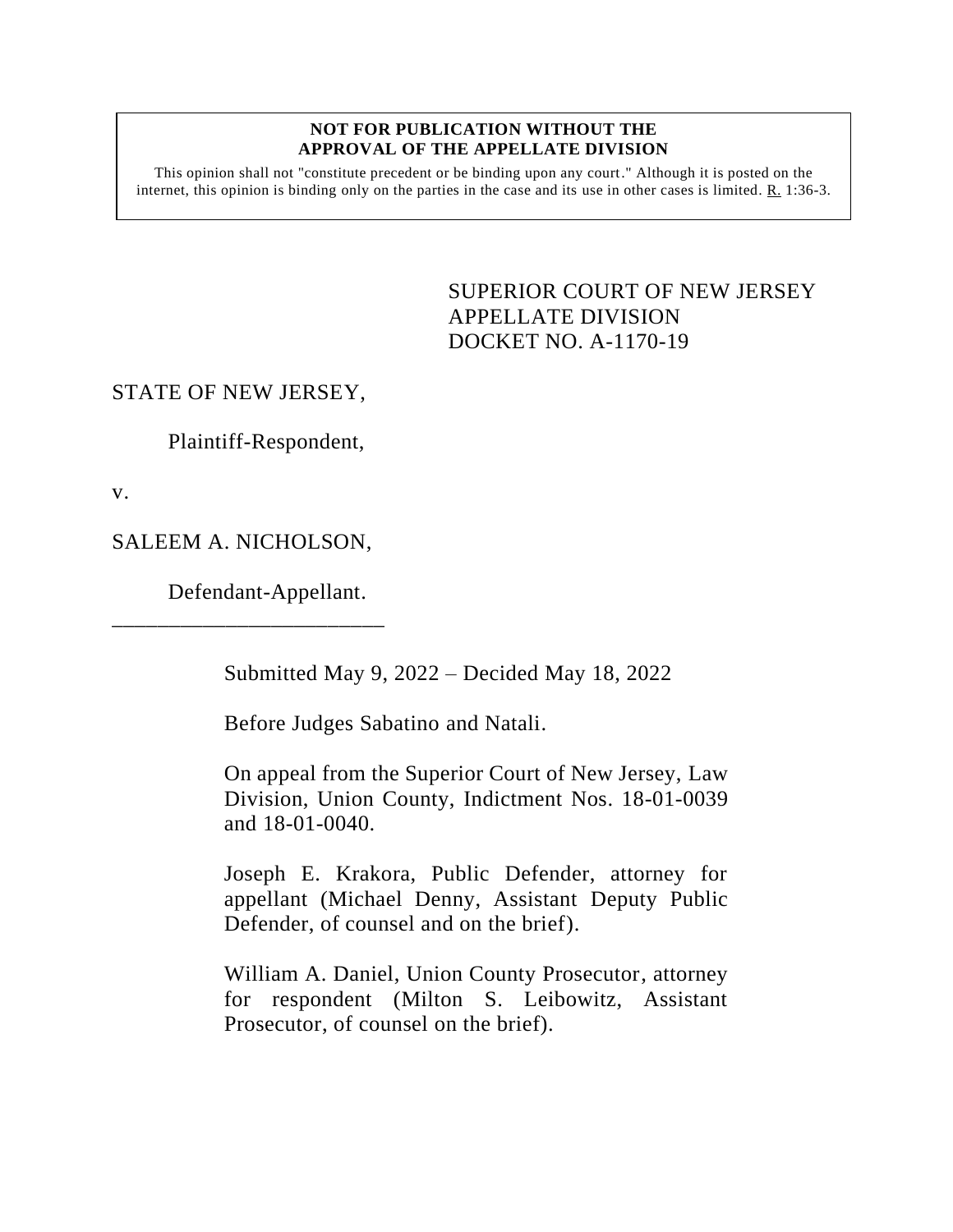**NOT FOR PUBLICATION WITHOUT THE APPROVAL OF THE APPELLATE DIVISION**

This opinion shall not "constitute precedent or be binding upon any court." Although it is posted on the internet, this opinion is binding only on the parties in the case and its use in other cases is limited. R. 1:36-3.

SUPERIOR COURT OF NEW JERSEY
APPELLATE DIVISION
DOCKET NO. A-1170-19

STATE OF NEW JERSEY,

Plaintiff-Respondent,

v.

SALEEM A. NICHOLSON,

Defendant-Appellant.

\_\_\_\_\_\_\_\_\_\_\_\_\_\_\_\_\_\_\_\_\_\_\_\_\_\_

Submitted May 9, 2022 – Decided May 18, 2022

Before Judges Sabatino and Natali.

On appeal from the Superior Court of New Jersey, Law Division, Union County, Indictment Nos. 18-01-0039 and 18-01-0040.

Joseph E. Krakora, Public Defender, attorney for appellant (Michael Denny, Assistant Deputy Public Defender, of counsel and on the brief).

William A. Daniel, Union County Prosecutor, attorney for respondent (Milton S. Leibowitz, Assistant Prosecutor, of counsel on the brief).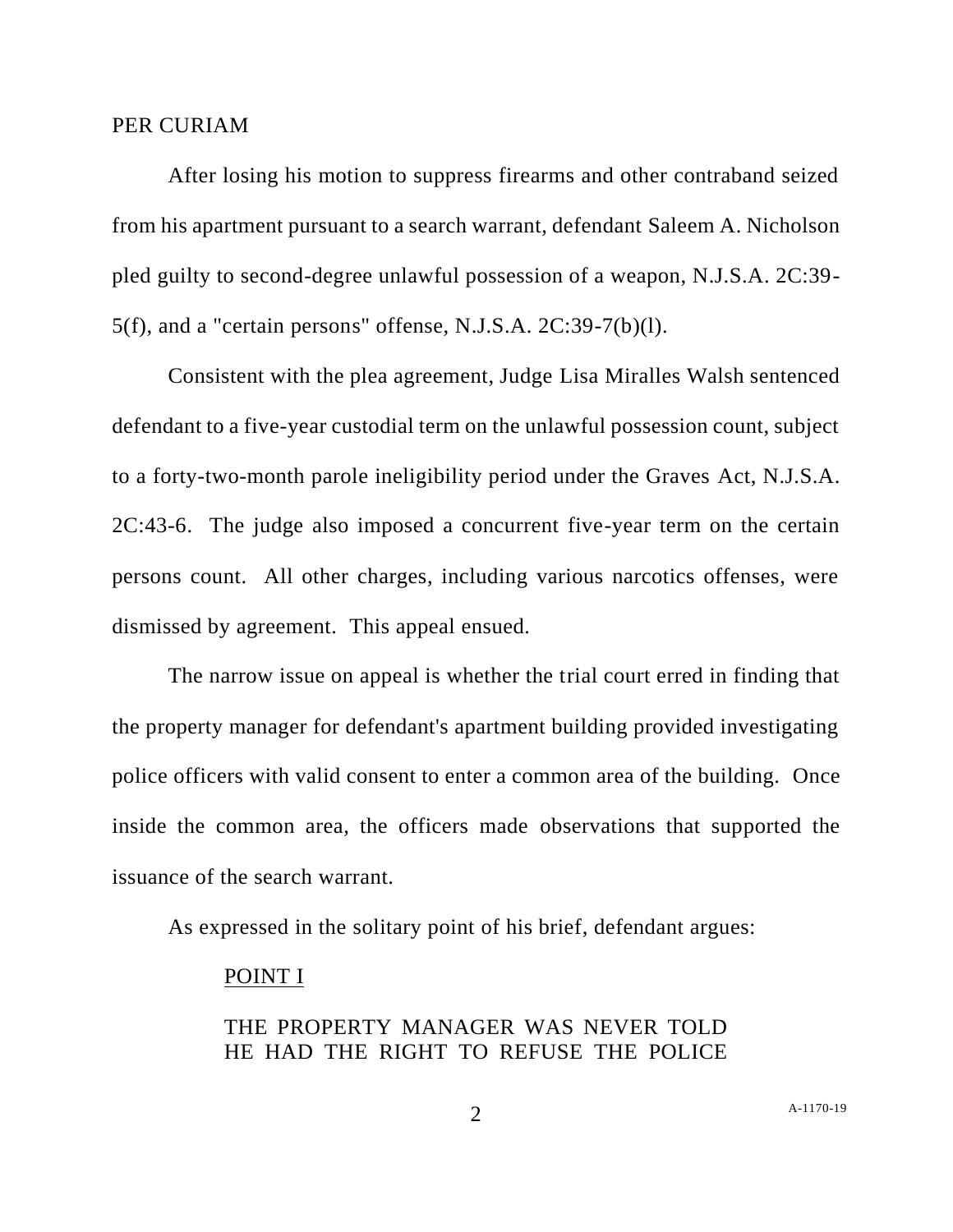PER CURIAM

After losing his motion to suppress firearms and other contraband seized from his apartment pursuant to a search warrant, defendant Saleem A. Nicholson pled guilty to second-degree unlawful possession of a weapon, N.J.S.A. 2C:39-5(f), and a "certain persons" offense, N.J.S.A. 2C:39-7(b)(l).

Consistent with the plea agreement, Judge Lisa Miralles Walsh sentenced defendant to a five-year custodial term on the unlawful possession count, subject to a forty-two-month parole ineligibility period under the Graves Act, N.J.S.A. 2C:43-6. The judge also imposed a concurrent five-year term on the certain persons count. All other charges, including various narcotics offenses, were dismissed by agreement. This appeal ensued.

The narrow issue on appeal is whether the trial court erred in finding that the property manager for defendant's apartment building provided investigating police officers with valid consent to enter a common area of the building. Once inside the common area, the officers made observations that supported the issuance of the search warrant.

As expressed in the solitary point of his brief, defendant argues:

POINT I

THE PROPERTY MANAGER WAS NEVER TOLD HE HAD THE RIGHT TO REFUSE THE POLICE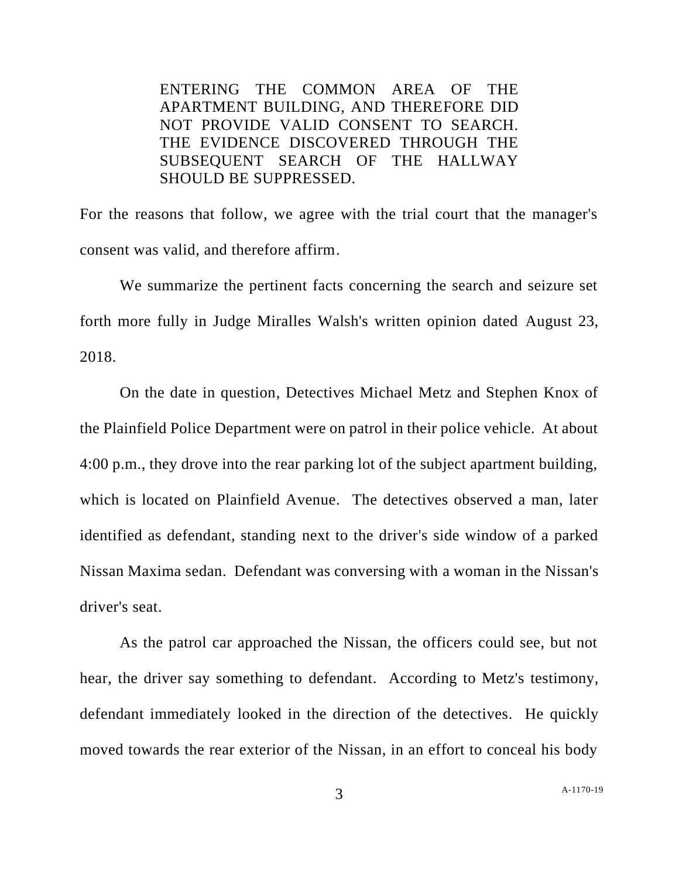> ENTERING THE COMMON AREA OF THE APARTMENT BUILDING, AND THEREFORE DID NOT PROVIDE VALID CONSENT TO SEARCH. THE EVIDENCE DISCOVERED THROUGH THE SUBSEQUENT SEARCH OF THE HALLWAY SHOULD BE SUPPRESSED.

For the reasons that follow, we agree with the trial court that the manager's consent was valid, and therefore affirm.

We summarize the pertinent facts concerning the search and seizure set forth more fully in Judge Miralles Walsh's written opinion dated August 23, 2018.

On the date in question, Detectives Michael Metz and Stephen Knox of the Plainfield Police Department were on patrol in their police vehicle. At about 4:00 p.m., they drove into the rear parking lot of the subject apartment building, which is located on Plainfield Avenue. The detectives observed a man, later identified as defendant, standing next to the driver's side window of a parked Nissan Maxima sedan. Defendant was conversing with a woman in the Nissan's driver's seat.

As the patrol car approached the Nissan, the officers could see, but not hear, the driver say something to defendant. According to Metz's testimony, defendant immediately looked in the direction of the detectives. He quickly moved towards the rear exterior of the Nissan, in an effort to conceal his body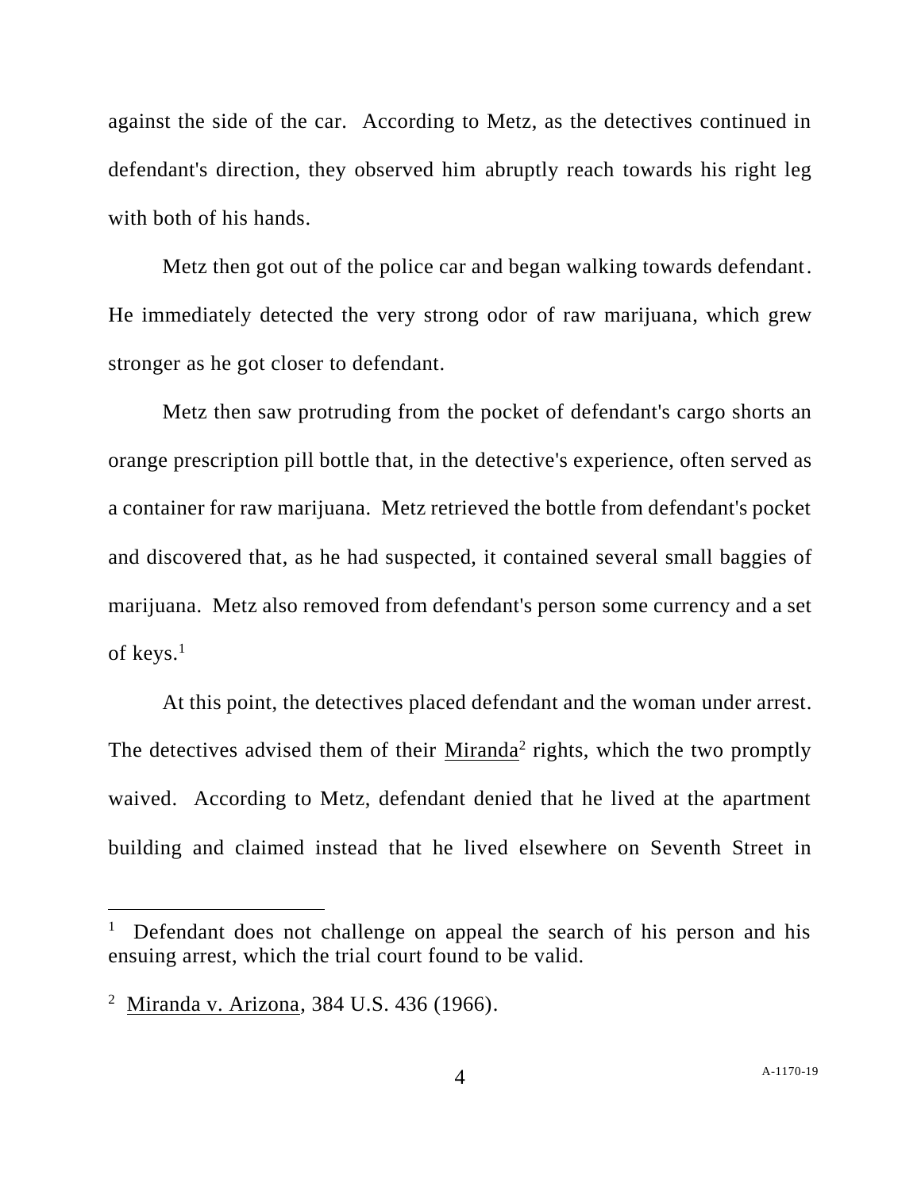against the side of the car. According to Metz, as the detectives continued in defendant's direction, they observed him abruptly reach towards his right leg with both of his hands.

Metz then got out of the police car and began walking towards defendant. He immediately detected the very strong odor of raw marijuana, which grew stronger as he got closer to defendant.

Metz then saw protruding from the pocket of defendant's cargo shorts an orange prescription pill bottle that, in the detective's experience, often served as a container for raw marijuana. Metz retrieved the bottle from defendant's pocket and discovered that, as he had suspected, it contained several small baggies of marijuana. Metz also removed from defendant's person some currency and a set of keys.[1]

At this point, the detectives placed defendant and the woman under arrest. The detectives advised them of their Miranda[2] rights, which the two promptly waived. According to Metz, defendant denied that he lived at the apartment building and claimed instead that he lived elsewhere on Seventh Street in

---

[1] Defendant does not challenge on appeal the search of his person and his ensuing arrest, which the trial court found to be valid.

[2] Miranda v. Arizona, 384 U.S. 436 (1966).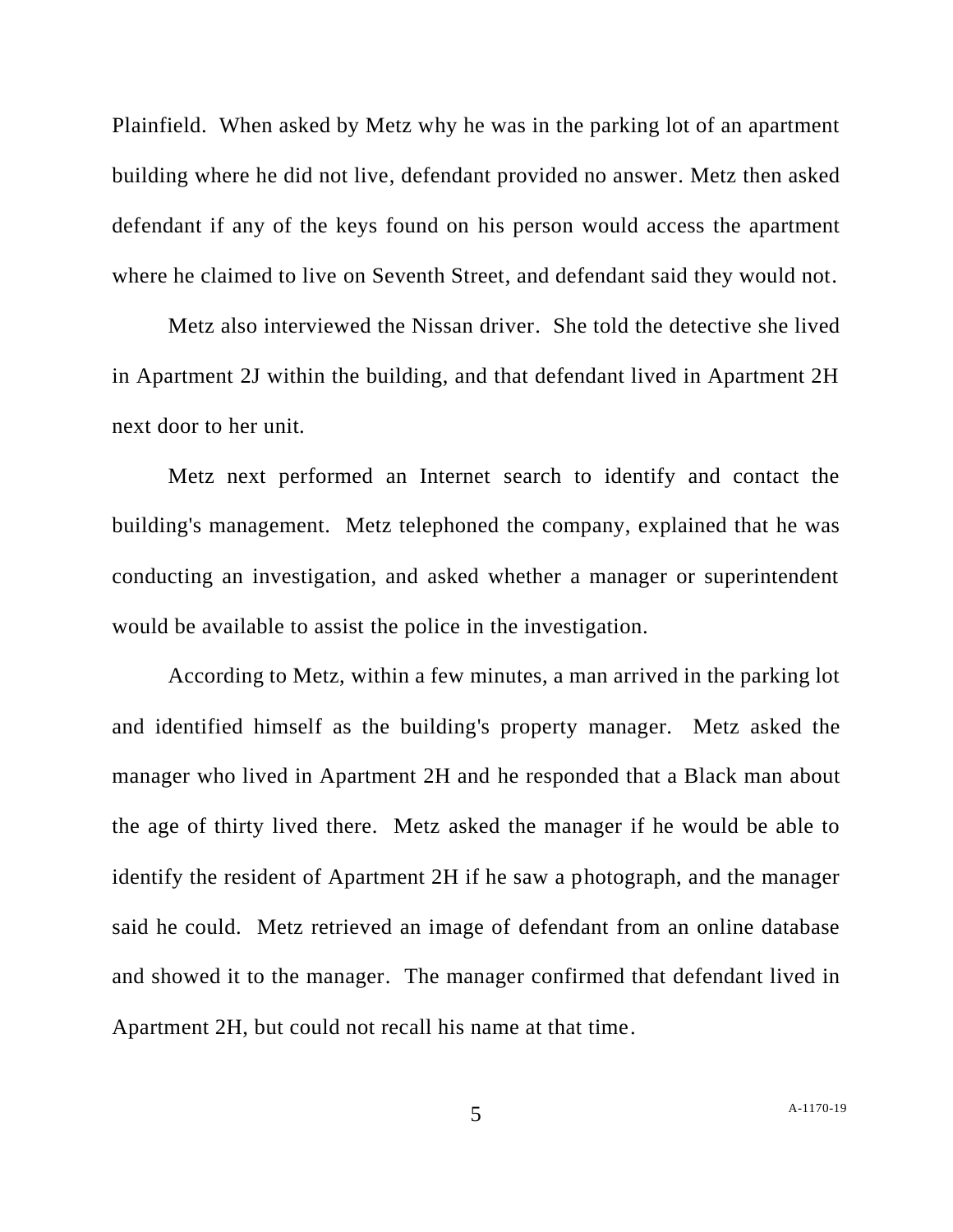Plainfield. When asked by Metz why he was in the parking lot of an apartment building where he did not live, defendant provided no answer. Metz then asked defendant if any of the keys found on his person would access the apartment where he claimed to live on Seventh Street, and defendant said they would not.

Metz also interviewed the Nissan driver. She told the detective she lived in Apartment 2J within the building, and that defendant lived in Apartment 2H next door to her unit.

Metz next performed an Internet search to identify and contact the building's management. Metz telephoned the company, explained that he was conducting an investigation, and asked whether a manager or superintendent would be available to assist the police in the investigation.

According to Metz, within a few minutes, a man arrived in the parking lot and identified himself as the building's property manager. Metz asked the manager who lived in Apartment 2H and he responded that a Black man about the age of thirty lived there. Metz asked the manager if he would be able to identify the resident of Apartment 2H if he saw a photograph, and the manager said he could. Metz retrieved an image of defendant from an online database and showed it to the manager. The manager confirmed that defendant lived in Apartment 2H, but could not recall his name at that time.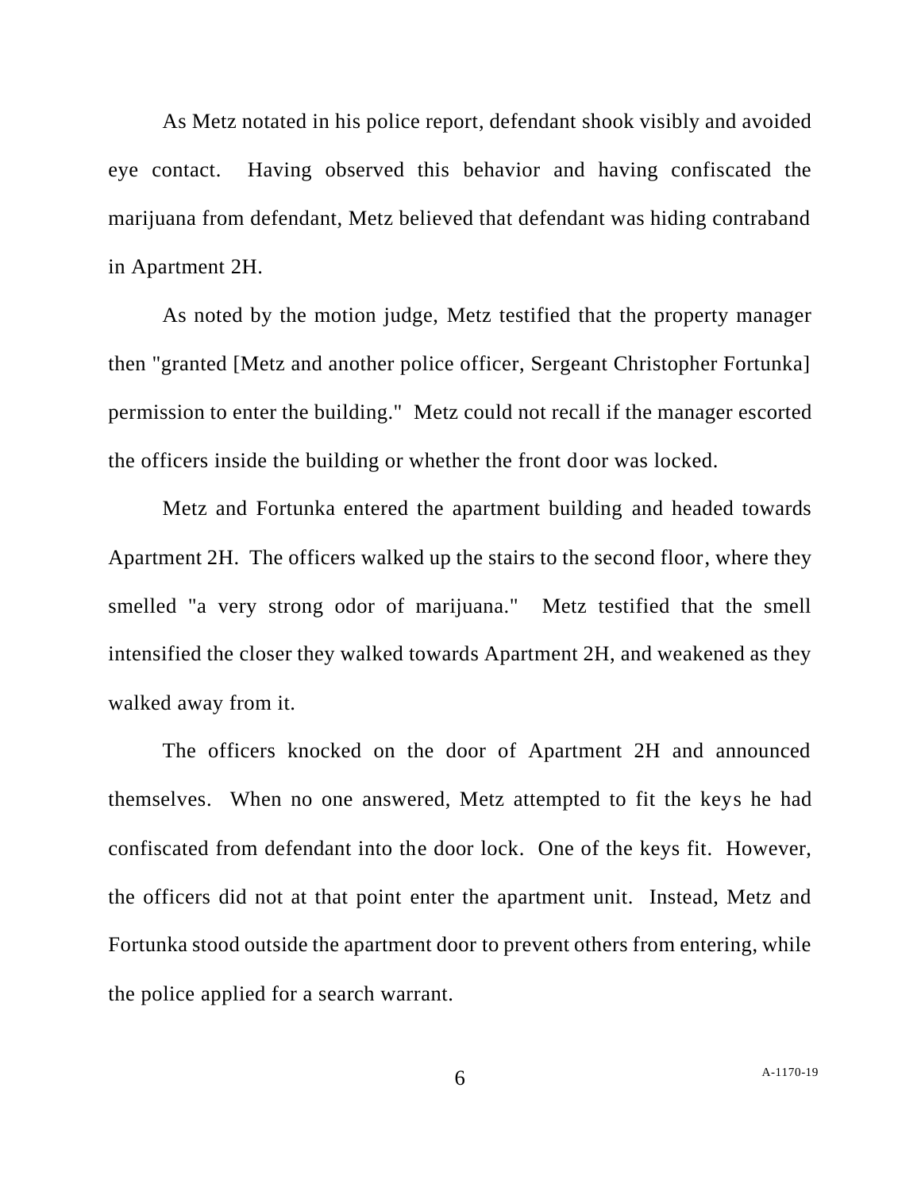As Metz notated in his police report, defendant shook visibly and avoided eye contact. Having observed this behavior and having confiscated the marijuana from defendant, Metz believed that defendant was hiding contraband in Apartment 2H.

As noted by the motion judge, Metz testified that the property manager then "granted [Metz and another police officer, Sergeant Christopher Fortunka] permission to enter the building." Metz could not recall if the manager escorted the officers inside the building or whether the front door was locked.

Metz and Fortunka entered the apartment building and headed towards Apartment 2H. The officers walked up the stairs to the second floor, where they smelled "a very strong odor of marijuana." Metz testified that the smell intensified the closer they walked towards Apartment 2H, and weakened as they walked away from it.

The officers knocked on the door of Apartment 2H and announced themselves. When no one answered, Metz attempted to fit the keys he had confiscated from defendant into the door lock. One of the keys fit. However, the officers did not at that point enter the apartment unit. Instead, Metz and Fortunka stood outside the apartment door to prevent others from entering, while the police applied for a search warrant.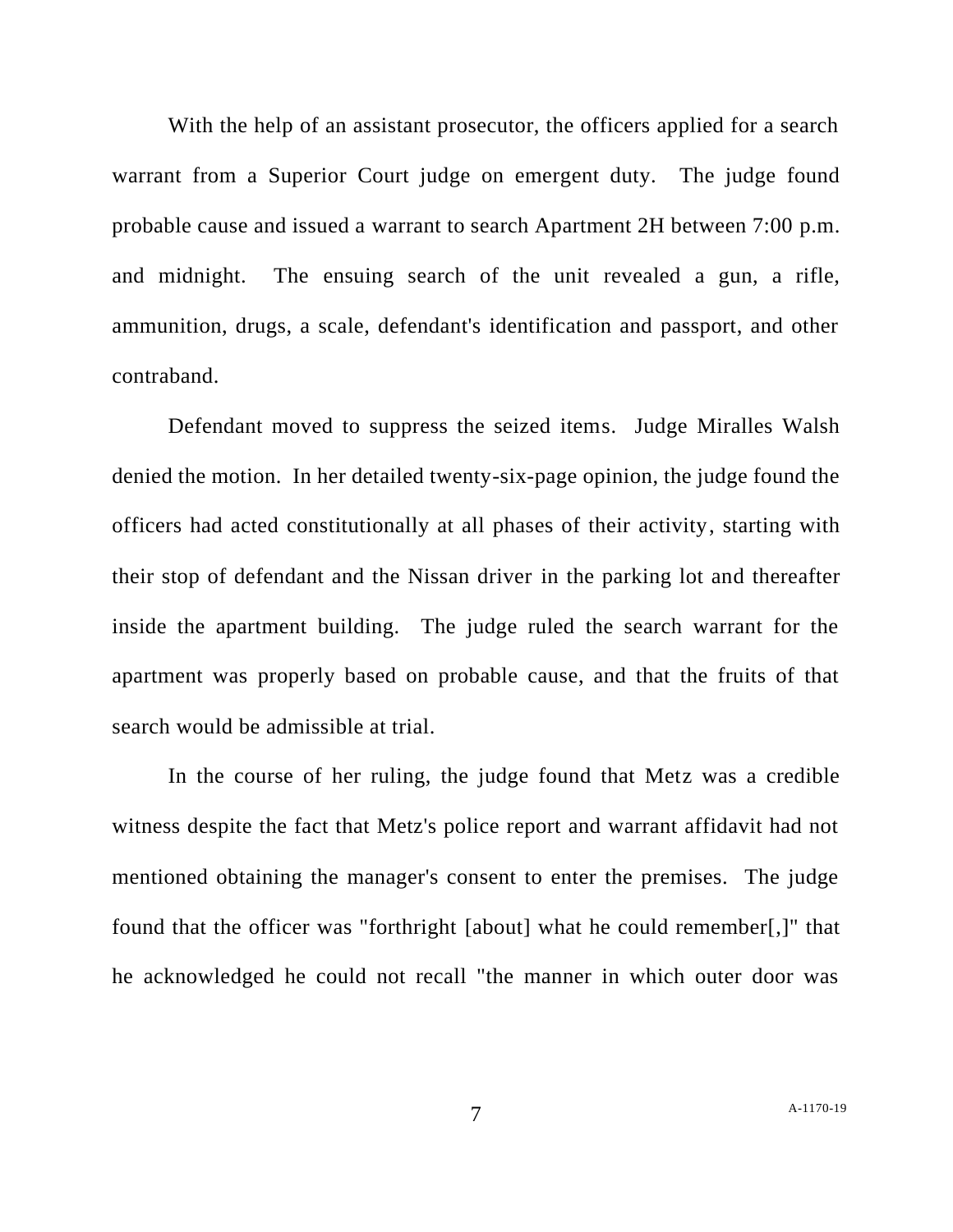With the help of an assistant prosecutor, the officers applied for a search warrant from a Superior Court judge on emergent duty. The judge found probable cause and issued a warrant to search Apartment 2H between 7:00 p.m. and midnight. The ensuing search of the unit revealed a gun, a rifle, ammunition, drugs, a scale, defendant's identification and passport, and other contraband.

Defendant moved to suppress the seized items. Judge Miralles Walsh denied the motion. In her detailed twenty-six-page opinion, the judge found the officers had acted constitutionally at all phases of their activity, starting with their stop of defendant and the Nissan driver in the parking lot and thereafter inside the apartment building. The judge ruled the search warrant for the apartment was properly based on probable cause, and that the fruits of that search would be admissible at trial.

In the course of her ruling, the judge found that Metz was a credible witness despite the fact that Metz's police report and warrant affidavit had not mentioned obtaining the manager's consent to enter the premises. The judge found that the officer was "forthright [about] what he could remember[,]" that he acknowledged he could not recall "the manner in which outer door was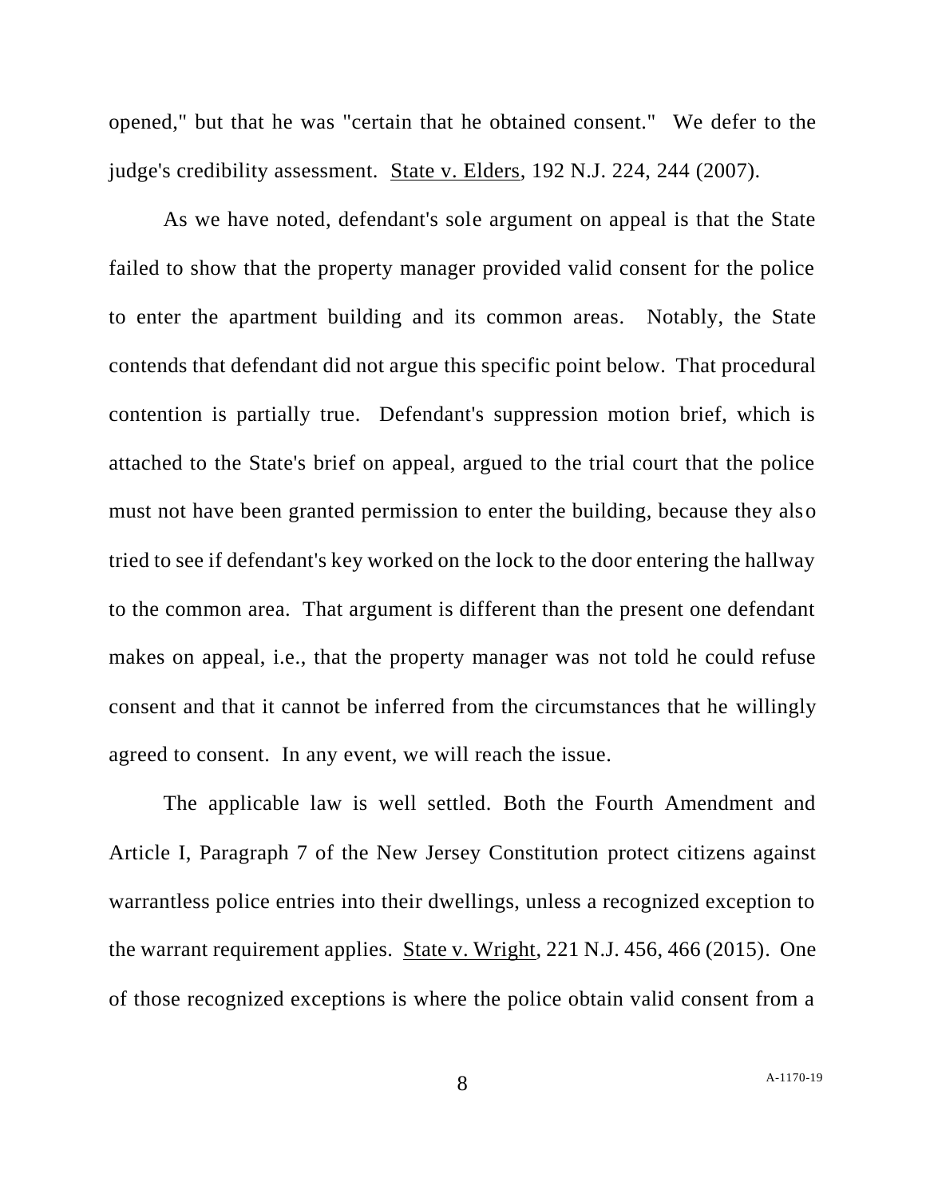opened," but that he was "certain that he obtained consent." We defer to the judge's credibility assessment. State v. Elders, 192 N.J. 224, 244 (2007).

As we have noted, defendant's sole argument on appeal is that the State failed to show that the property manager provided valid consent for the police to enter the apartment building and its common areas. Notably, the State contends that defendant did not argue this specific point below. That procedural contention is partially true. Defendant's suppression motion brief, which is attached to the State's brief on appeal, argued to the trial court that the police must not have been granted permission to enter the building, because they also tried to see if defendant's key worked on the lock to the door entering the hallway to the common area. That argument is different than the present one defendant makes on appeal, i.e., that the property manager was not told he could refuse consent and that it cannot be inferred from the circumstances that he willingly agreed to consent. In any event, we will reach the issue.

The applicable law is well settled. Both the Fourth Amendment and Article I, Paragraph 7 of the New Jersey Constitution protect citizens against warrantless police entries into their dwellings, unless a recognized exception to the warrant requirement applies. State v. Wright, 221 N.J. 456, 466 (2015). One of those recognized exceptions is where the police obtain valid consent from a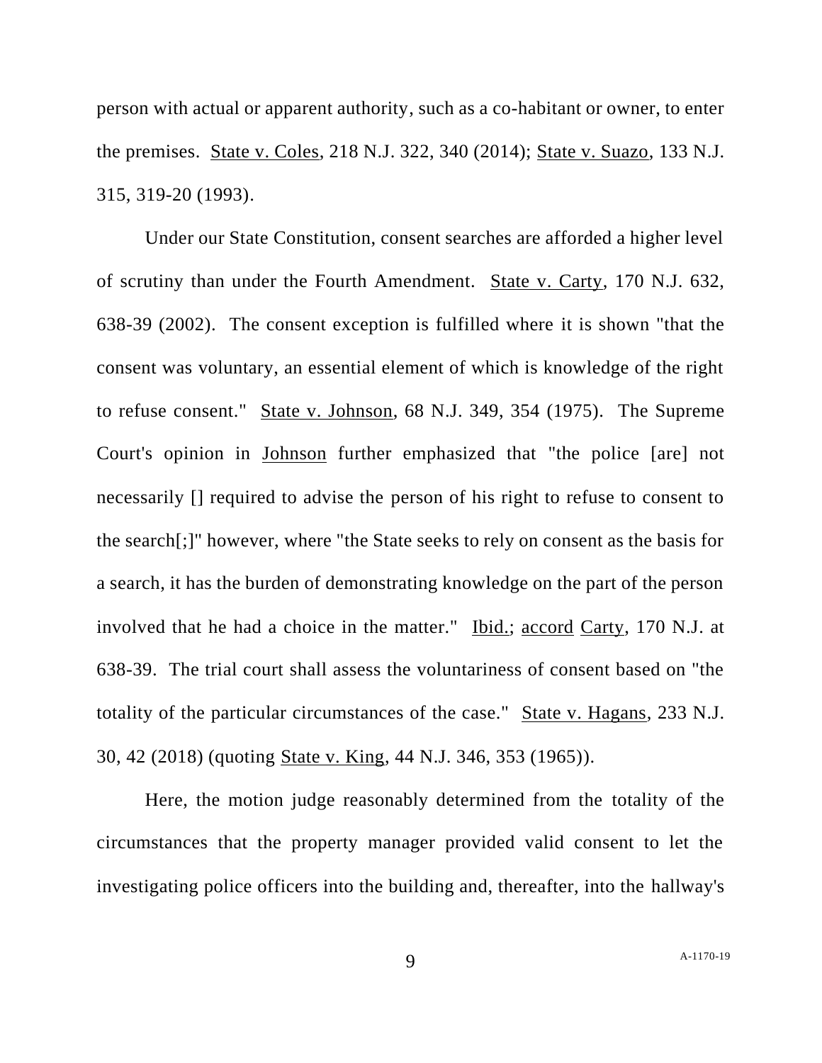person with actual or apparent authority, such as a co-habitant or owner, to enter the premises. State v. Coles, 218 N.J. 322, 340 (2014); State v. Suazo, 133 N.J. 315, 319-20 (1993).

Under our State Constitution, consent searches are afforded a higher level of scrutiny than under the Fourth Amendment. State v. Carty, 170 N.J. 632, 638-39 (2002). The consent exception is fulfilled where it is shown "that the consent was voluntary, an essential element of which is knowledge of the right to refuse consent." State v. Johnson, 68 N.J. 349, 354 (1975). The Supreme Court's opinion in Johnson further emphasized that "the police [are] not necessarily [] required to advise the person of his right to refuse to consent to the search[;]" however, where "the State seeks to rely on consent as the basis for a search, it has the burden of demonstrating knowledge on the part of the person involved that he had a choice in the matter." Ibid.; accord Carty, 170 N.J. at 638-39. The trial court shall assess the voluntariness of consent based on "the totality of the particular circumstances of the case." State v. Hagans, 233 N.J. 30, 42 (2018) (quoting State v. King, 44 N.J. 346, 353 (1965)).

Here, the motion judge reasonably determined from the totality of the circumstances that the property manager provided valid consent to let the investigating police officers into the building and, thereafter, into the hallway's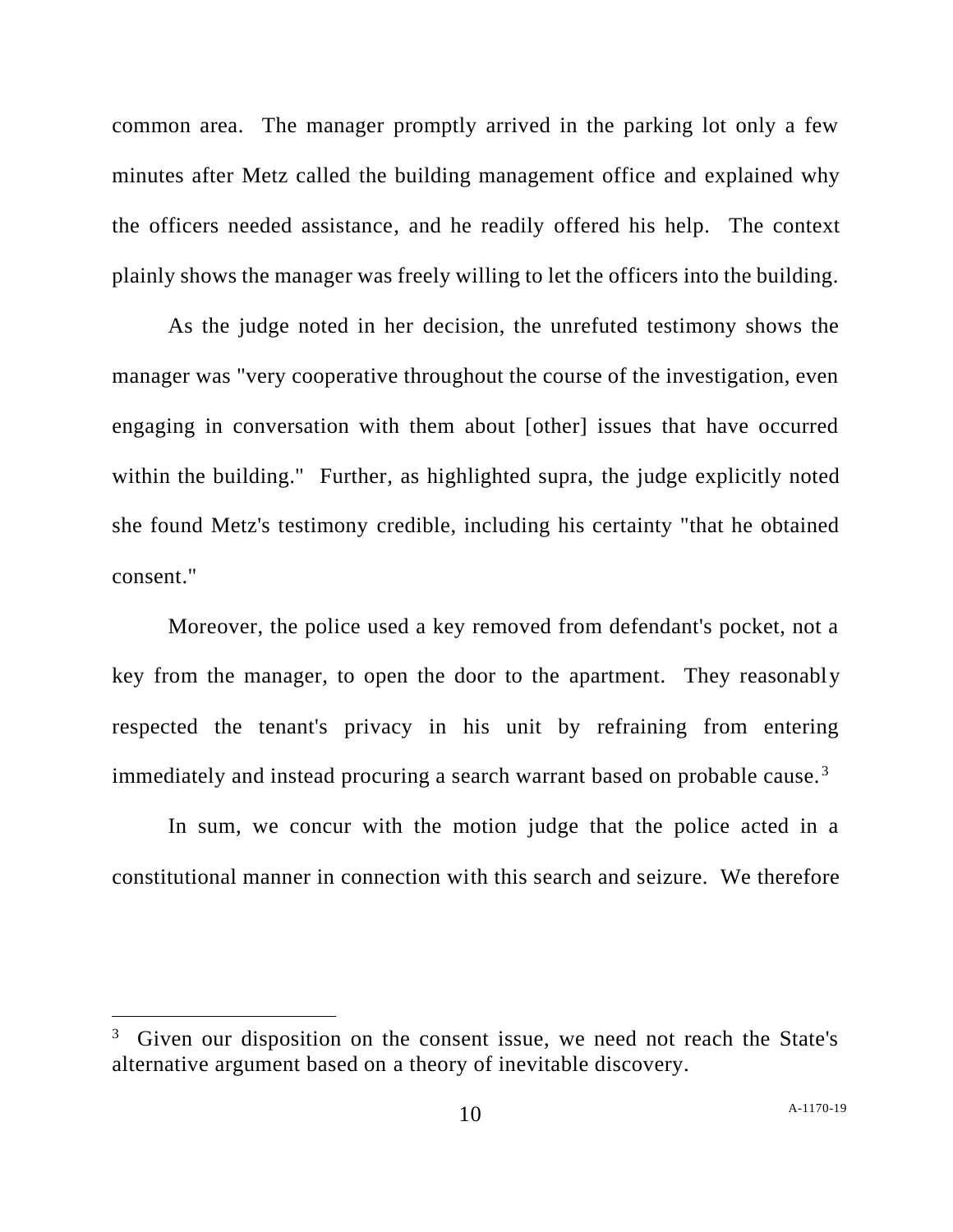common area. The manager promptly arrived in the parking lot only a few minutes after Metz called the building management office and explained why the officers needed assistance, and he readily offered his help. The context plainly shows the manager was freely willing to let the officers into the building.

As the judge noted in her decision, the unrefuted testimony shows the manager was "very cooperative throughout the course of the investigation, even engaging in conversation with them about [other] issues that have occurred within the building." Further, as highlighted supra, the judge explicitly noted she found Metz's testimony credible, including his certainty "that he obtained consent."

Moreover, the police used a key removed from defendant's pocket, not a key from the manager, to open the door to the apartment. They reasonably respected the tenant's privacy in his unit by refraining from entering immediately and instead procuring a search warrant based on probable cause.[3]

In sum, we concur with the motion judge that the police acted in a constitutional manner in connection with this search and seizure. We therefore

[3] Given our disposition on the consent issue, we need not reach the State's alternative argument based on a theory of inevitable discovery.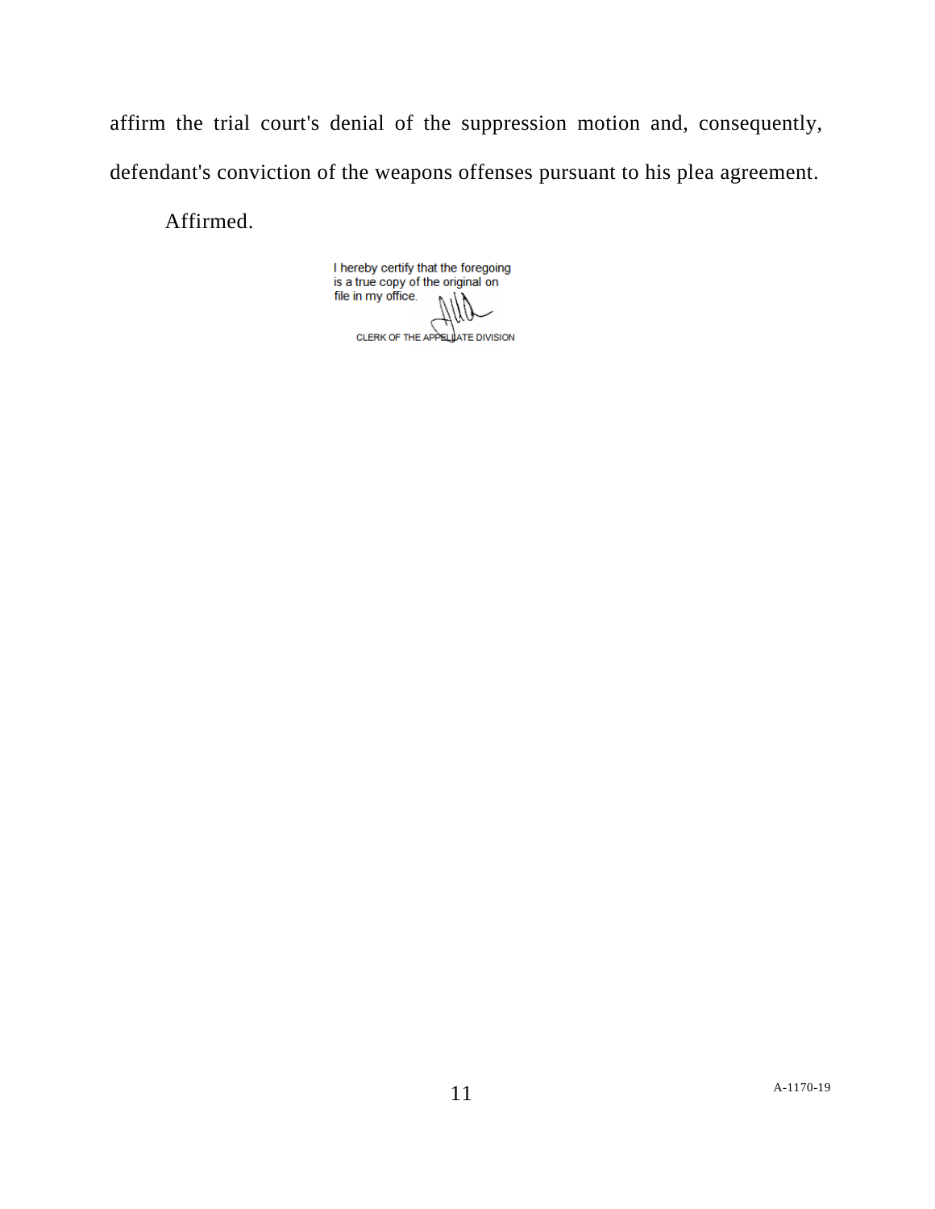affirm the trial court's denial of the suppression motion and, consequently, defendant's conviction of the weapons offenses pursuant to his plea agreement.

Affirmed.

I hereby certify that the foregoing is a true copy of the original on file in my office.

CLERK OF THE APPELLATE DIVISION